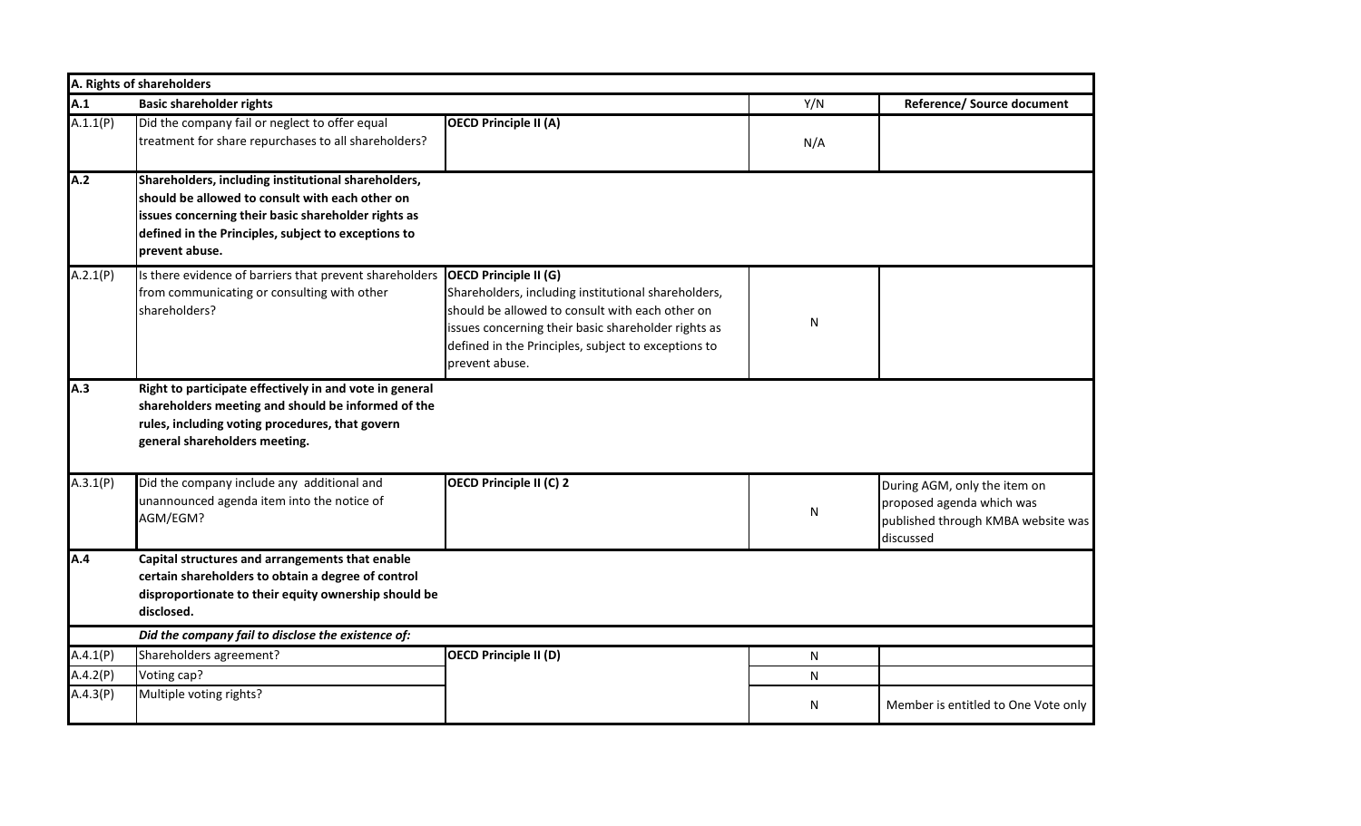| A. Rights of shareholders | | | | |
|---|---|---|---|---|
| **A.1** | **Basic shareholder rights** | | Y/N | **Reference/ Source document** |
| A.1.1(P) | Did the company fail or neglect to offer equal treatment for share repurchases to all shareholders? | **OECD Principle II (A)** | N/A | |
| **A.2** | **Shareholders, including institutional shareholders, should be allowed to consult with each other on issues concerning their basic shareholder rights as defined in the Principles, subject to exceptions to prevent abuse.** | | | |
| A.2.1(P) | Is there evidence of barriers that prevent shareholders from communicating or consulting with other shareholders? | **OECD Principle II (G)** Shareholders, including institutional shareholders, should be allowed to consult with each other on issues concerning their basic shareholder rights as defined in the Principles, subject to exceptions to prevent abuse. | N | |
| **A.3** | **Right to participate effectively in and vote in general shareholders meeting and should be informed of the rules, including voting procedures, that govern general shareholders meeting.** | | | |
| A.3.1(P) | Did the company include any additional and unannounced agenda item into the notice of AGM/EGM? | **OECD Principle II (C) 2** | N | During AGM, only the item on proposed agenda which was published through KMBA website was discussed |
| **A.4** | **Capital structures and arrangements that enable certain shareholders to obtain a degree of control disproportionate to their equity ownership should be disclosed.** | | | |
| | ***Did the company fail to disclose the existence of:*** | | | |
| A.4.1(P) | Shareholders agreement? | **OECD Principle II (D)** | N | |
| A.4.2(P) | Voting cap? | | N | |
| A.4.3(P) | Multiple voting rights? | | N | Member is entitled to One Vote only |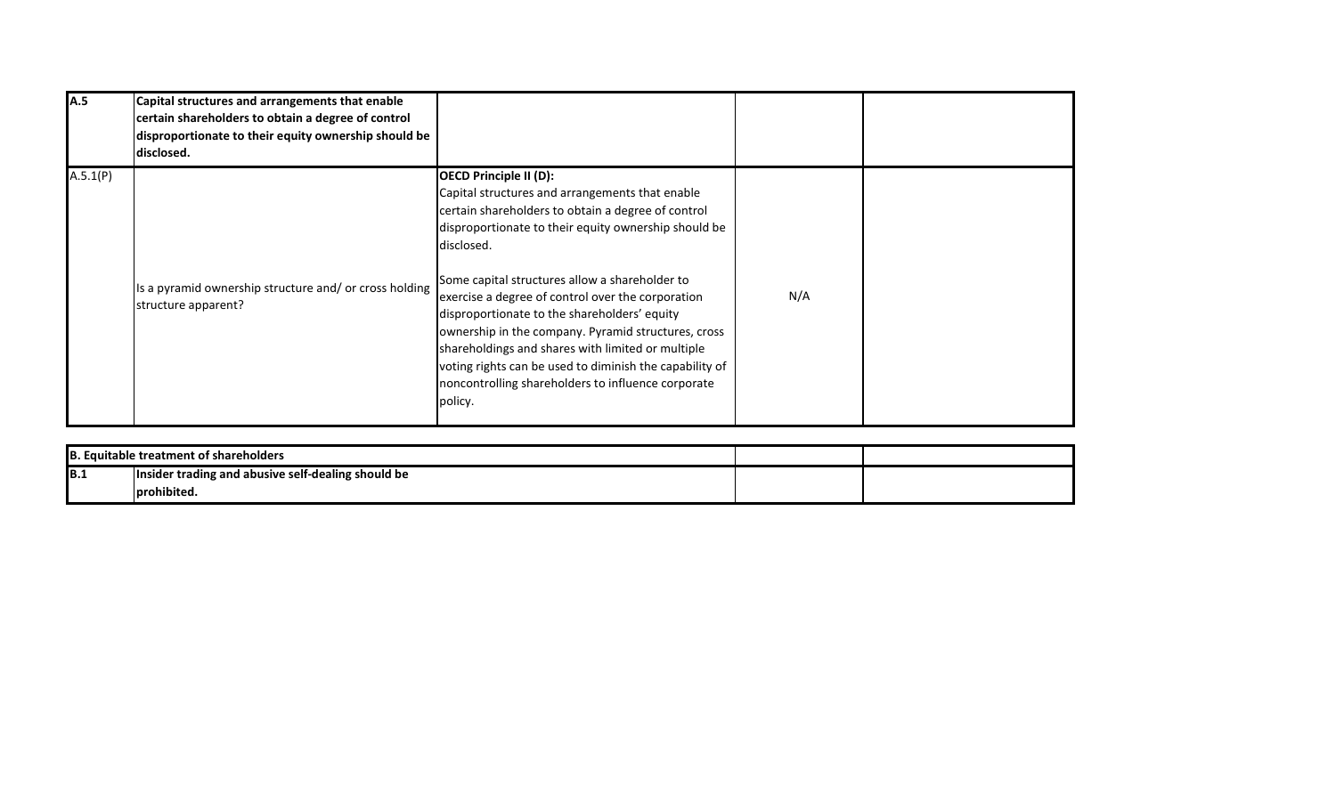| | | | | |
|---|---|---|---|---|
| **A.5** | **Capital structures and arrangements that enable certain shareholders to obtain a degree of control disproportionate to their equity ownership should be disclosed.** | | | |
| A.5.1(P) | Is a pyramid ownership structure and/ or cross holding structure apparent? | **OECD Principle II (D):**<br>Capital structures and arrangements that enable certain shareholders to obtain a degree of control disproportionate to their equity ownership should be disclosed.<br><br>Some capital structures allow a shareholder to exercise a degree of control over the corporation disproportionate to the shareholders' equity ownership in the company. Pyramid structures, cross shareholdings and shares with limited or multiple voting rights can be used to diminish the capability of noncontrolling shareholders to influence corporate policy. | N/A | |

| | | | |
|---|---|---|---|
| **B. Equitable treatment of shareholders** | | | |
| **B.1** | **Insider trading and abusive self-dealing should be prohibited.** | | |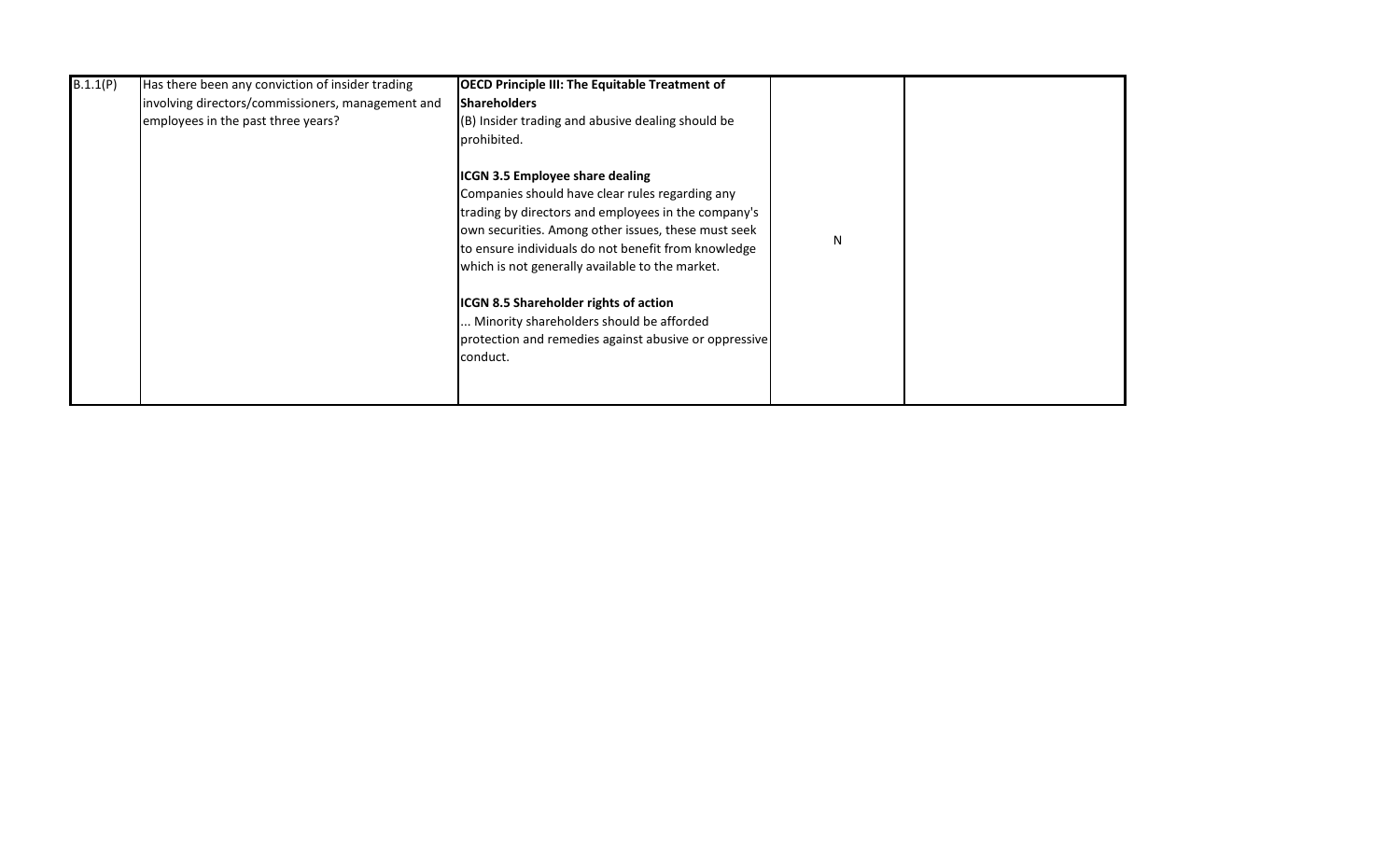| | | | | |
|---|---|---|---|---|
| B.1.1(P) | Has there been any conviction of insider trading involving directors/commissioners, management and employees in the past three years? | **OECD Principle III: The Equitable Treatment of Shareholders**<br>(B) Insider trading and abusive dealing should be prohibited.<br><br>**ICGN 3.5 Employee share dealing**<br>Companies should have clear rules regarding any trading by directors and employees in the company's own securities. Among other issues, these must seek to ensure individuals do not benefit from knowledge which is not generally available to the market.<br><br>**ICGN 8.5 Shareholder rights of action**<br>... Minority shareholders should be afforded protection and remedies against abusive or oppressive conduct. | N | |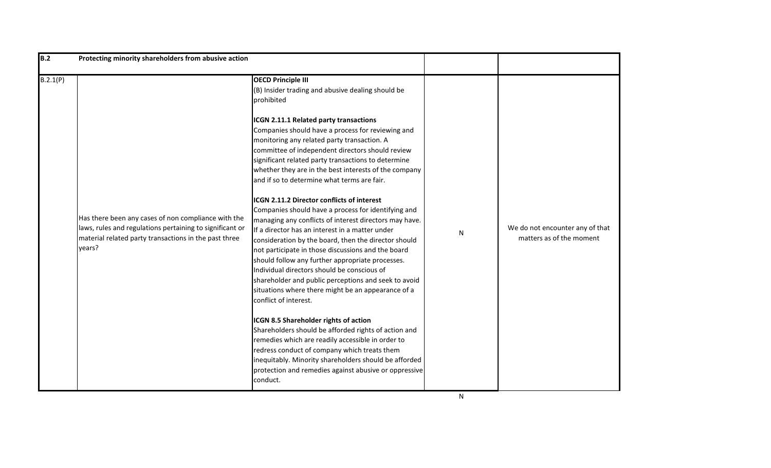| B.2 | Protecting minority shareholders from abusive action | | | |
|---|---|---|---|---|
| B.2.1(P) | Has there been any cases of non compliance with the laws, rules and regulations pertaining to significant or material related party transactions in the past three years? | **OECD Principle III**<br>(B) Insider trading and abusive dealing should be prohibited<br><br>**ICGN 2.11.1 Related party transactions**<br>Companies should have a process for reviewing and monitoring any related party transaction. A committee of independent directors should review significant related party transactions to determine whether they are in the best interests of the company and if so to determine what terms are fair.<br><br>**ICGN 2.11.2 Director conflicts of interest**<br>Companies should have a process for identifying and managing any conflicts of interest directors may have. If a director has an interest in a matter under consideration by the board, then the director should not participate in those discussions and the board should follow any further appropriate processes. Individual directors should be conscious of shareholder and public perceptions and seek to avoid situations where there might be an appearance of a conflict of interest.<br><br>**ICGN 8.5 Shareholder rights of action**<br>Shareholders should be afforded rights of action and remedies which are readily accessible in order to redress conduct of company which treats them inequitably. Minority shareholders should be afforded protection and remedies against abusive or oppressive conduct. | N | We do not encounter any of that matters as of the moment |

N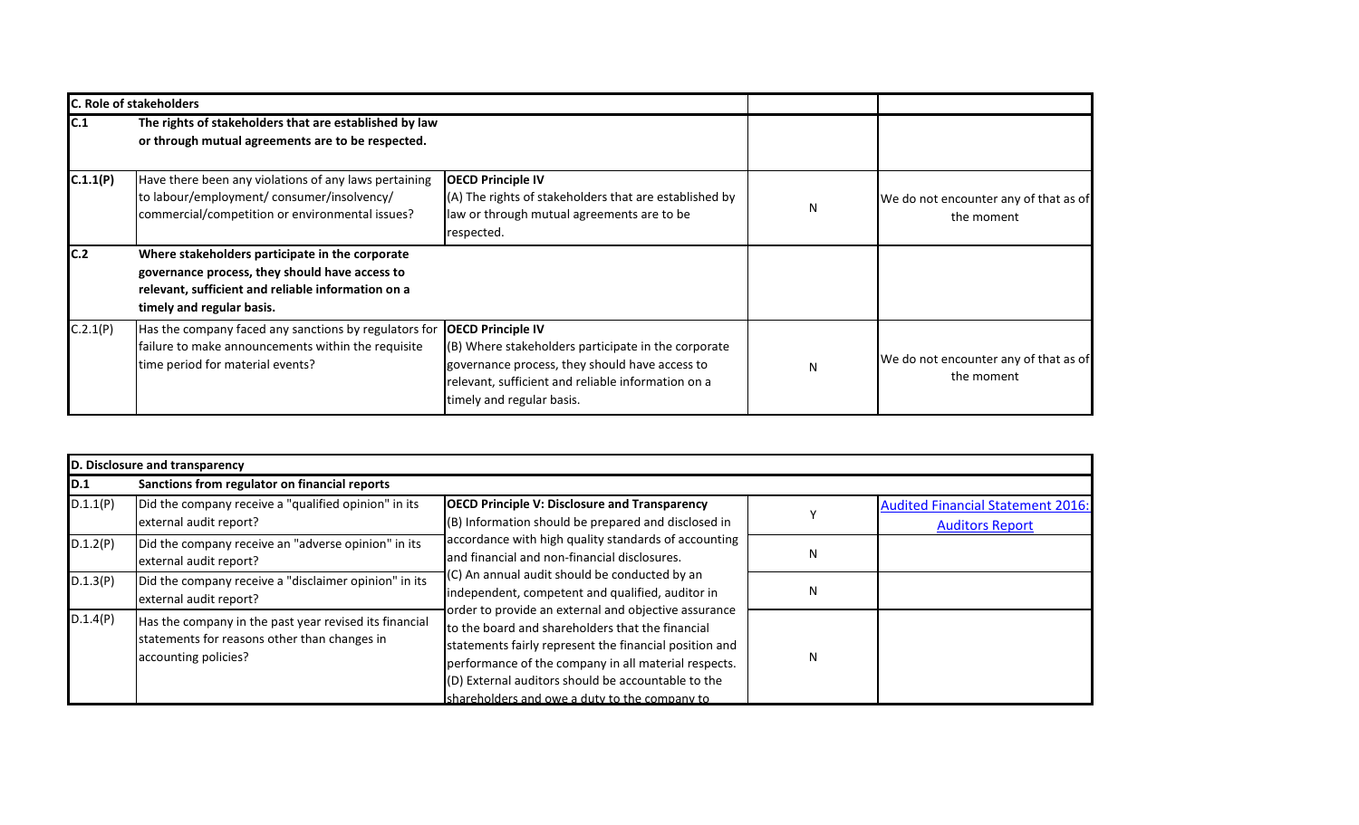| C. Role of stakeholders | | | | |
|---|---|---|---|---|
| **C.1** | **The rights of stakeholders that are established by law or through mutual agreements are to be respected.** | | | |
| **C.1.1(P)** | Have there been any violations of any laws pertaining to labour/employment/ consumer/insolvency/ commercial/competition or environmental issues? | **OECD Principle IV** (A) The rights of stakeholders that are established by law or through mutual agreements are to be respected. | N | We do not encounter any of that as of the moment |
| **C.2** | **Where stakeholders participate in the corporate governance process, they should have access to relevant, sufficient and reliable information on a timely and regular basis.** | | | |
| C.2.1(P) | Has the company faced any sanctions by regulators for failure to make announcements within the requisite time period for material events? | **OECD Principle IV** (B) Where stakeholders participate in the corporate governance process, they should have access to relevant, sufficient and reliable information on a timely and regular basis. | N | We do not encounter any of that as of the moment |

| D. Disclosure and transparency | | | | |
|---|---|---|---|---|
| **D.1** | **Sanctions from regulator on financial reports** | | | |
| D.1.1(P) | Did the company receive a "qualified opinion" in its external audit report? | **OECD Principle V: Disclosure and Transparency** (B) Information should be prepared and disclosed in accordance with high quality standards of accounting and financial and non-financial disclosures. (C) An annual audit should be conducted by an independent, competent and qualified, auditor in order to provide an external and objective assurance to the board and shareholders that the financial statements fairly represent the financial position and performance of the company in all material respects. (D) External auditors should be accountable to the shareholders and owe a duty to the company to | Y | Audited Financial Statement 2016: Auditors Report |
| D.1.2(P) | Did the company receive an "adverse opinion" in its external audit report? | | N | |
| D.1.3(P) | Did the company receive a "disclaimer opinion" in its external audit report? | | N | |
| D.1.4(P) | Has the company in the past year revised its financial statements for reasons other than changes in accounting policies? | | N | |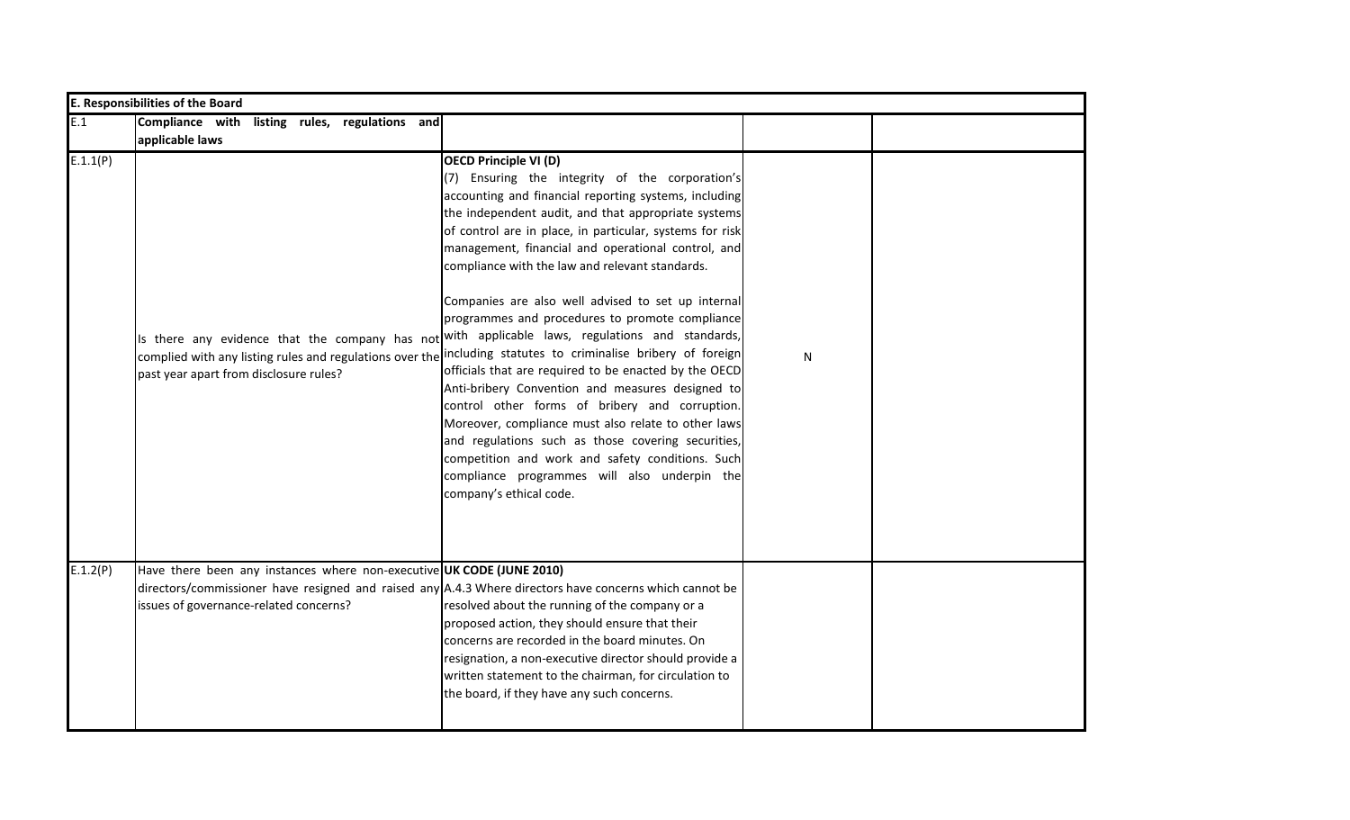| E. Responsibilities of the Board | | | | |
|---|---|---|---|---|
| E.1 | **Compliance with listing rules, regulations and applicable laws** | | | |
| E.1.1(P) | Is there any evidence that the company has not complied with any listing rules and regulations over the past year apart from disclosure rules? | **OECD Principle VI (D)**<br>(7) Ensuring the integrity of the corporation's accounting and financial reporting systems, including the independent audit, and that appropriate systems of control are in place, in particular, systems for risk management, financial and operational control, and compliance with the law and relevant standards.<br><br>Companies are also well advised to set up internal programmes and procedures to promote compliance with applicable laws, regulations and standards, including statutes to criminalise bribery of foreign officials that are required to be enacted by the OECD Anti-bribery Convention and measures designed to control other forms of bribery and corruption. Moreover, compliance must also relate to other laws and regulations such as those covering securities, competition and work and safety conditions. Such compliance programmes will also underpin the company's ethical code. | N | |
| E.1.2(P) | Have there been any instances where non-executive directors/commissioner have resigned and raised any issues of governance-related concerns? | **UK CODE (JUNE 2010)**<br>A.4.3 Where directors have concerns which cannot be resolved about the running of the company or a proposed action, they should ensure that their concerns are recorded in the board minutes. On resignation, a non-executive director should provide a written statement to the chairman, for circulation to the board, if they have any such concerns. | | |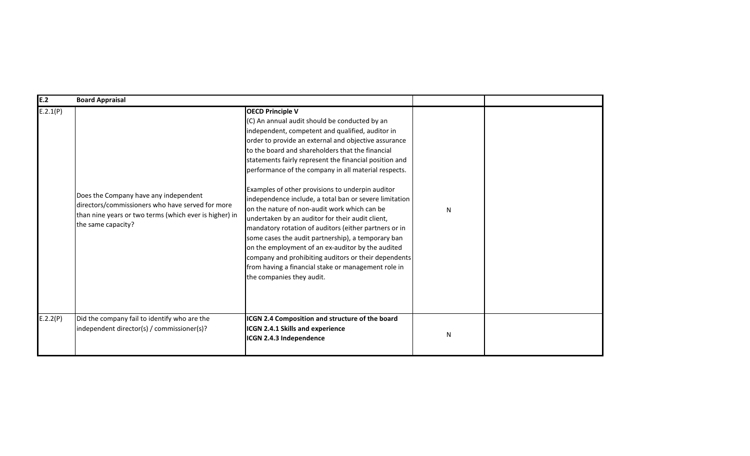| E.2 | Board Appraisal | | | |
|---|---|---|---|---|
| E.2.1(P) | Does the Company have any independent directors/commissioners who have served for more than nine years or two terms (which ever is higher) in the same capacity? | **OECD Principle V**<br>(C) An annual audit should be conducted by an independent, competent and qualified, auditor in order to provide an external and objective assurance to the board and shareholders that the financial statements fairly represent the financial position and performance of the company in all material respects.<br><br>Examples of other provisions to underpin auditor independence include, a total ban or severe limitation on the nature of non-audit work which can be undertaken by an auditor for their audit client, mandatory rotation of auditors (either partners or in some cases the audit partnership), a temporary ban on the employment of an ex-auditor by the audited company and prohibiting auditors or their dependents from having a financial stake or management role in the companies they audit. | N | |
| E.2.2(P) | Did the company fail to identify who are the independent director(s) / commissioner(s)? | **ICGN 2.4 Composition and structure of the board**<br>**ICGN 2.4.1 Skills and experience**<br>**ICGN 2.4.3 Independence** | N | |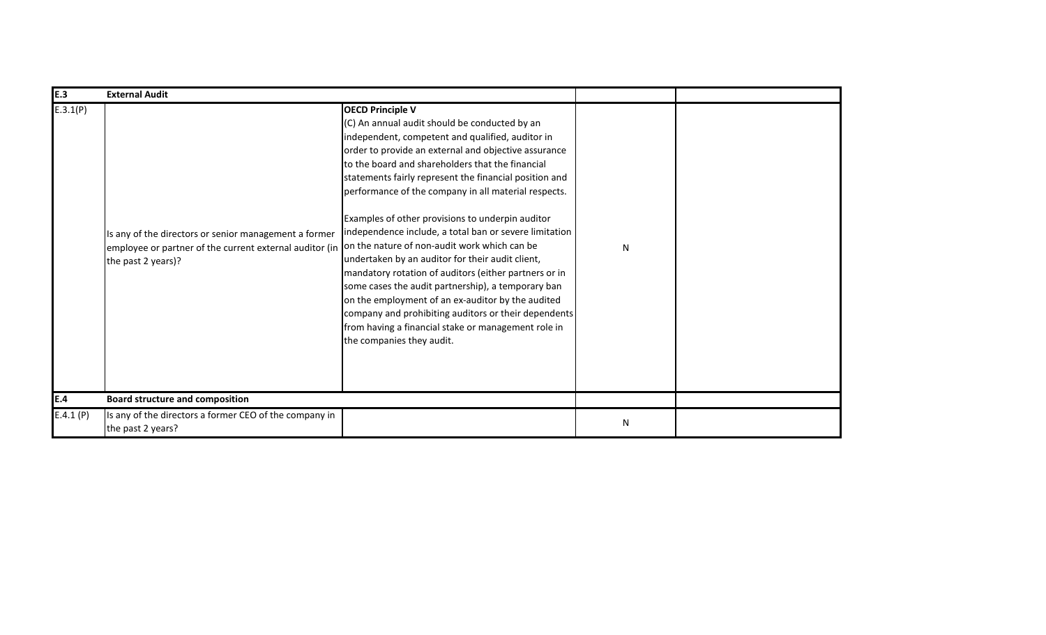| | | | | |
|---|---|---|---|---|
| **E.3** | **External Audit** | | | |
| E.3.1(P) | Is any of the directors or senior management a former employee or partner of the current external auditor (in the past 2 years)? | **OECD Principle V**<br>(C) An annual audit should be conducted by an independent, competent and qualified, auditor in order to provide an external and objective assurance to the board and shareholders that the financial statements fairly represent the financial position and performance of the company in all material respects.<br><br>Examples of other provisions to underpin auditor independence include, a total ban or severe limitation on the nature of non-audit work which can be undertaken by an auditor for their audit client, mandatory rotation of auditors (either partners or in some cases the audit partnership), a temporary ban on the employment of an ex-auditor by the audited company and prohibiting auditors or their dependents from having a financial stake or management role in the companies they audit. | N | |
| **E.4** | **Board structure and composition** | | | |
| E.4.1 (P) | Is any of the directors a former CEO of the company in the past 2 years? | | N | |